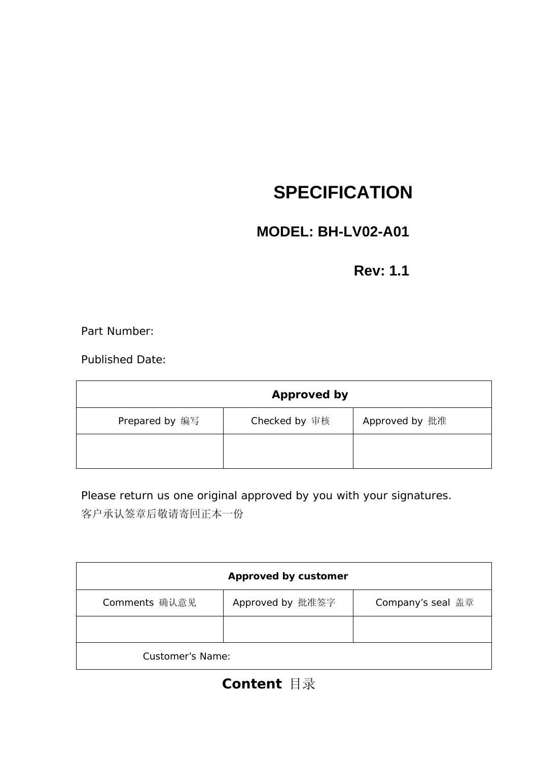# SPECIFICATION

## MODEL: BH-LV02-A01

**Rev: 1.1**

Part Number:

Published Date:

| Approved by | | |
|---|---|---|
| Prepared by 编写 | Checked by 审核 | Approved by 批准 |
| | | |

Please return us one original approved by you with your signatures.
客户承认签章后敬请寄回正本一份

| Approved by customer | | |
|---|---|---|
| Comments 确认意见 | Approved by 批准签字 | Company's seal 盖章 |
| | | |
| Customer's Name: | | |

## Content 目录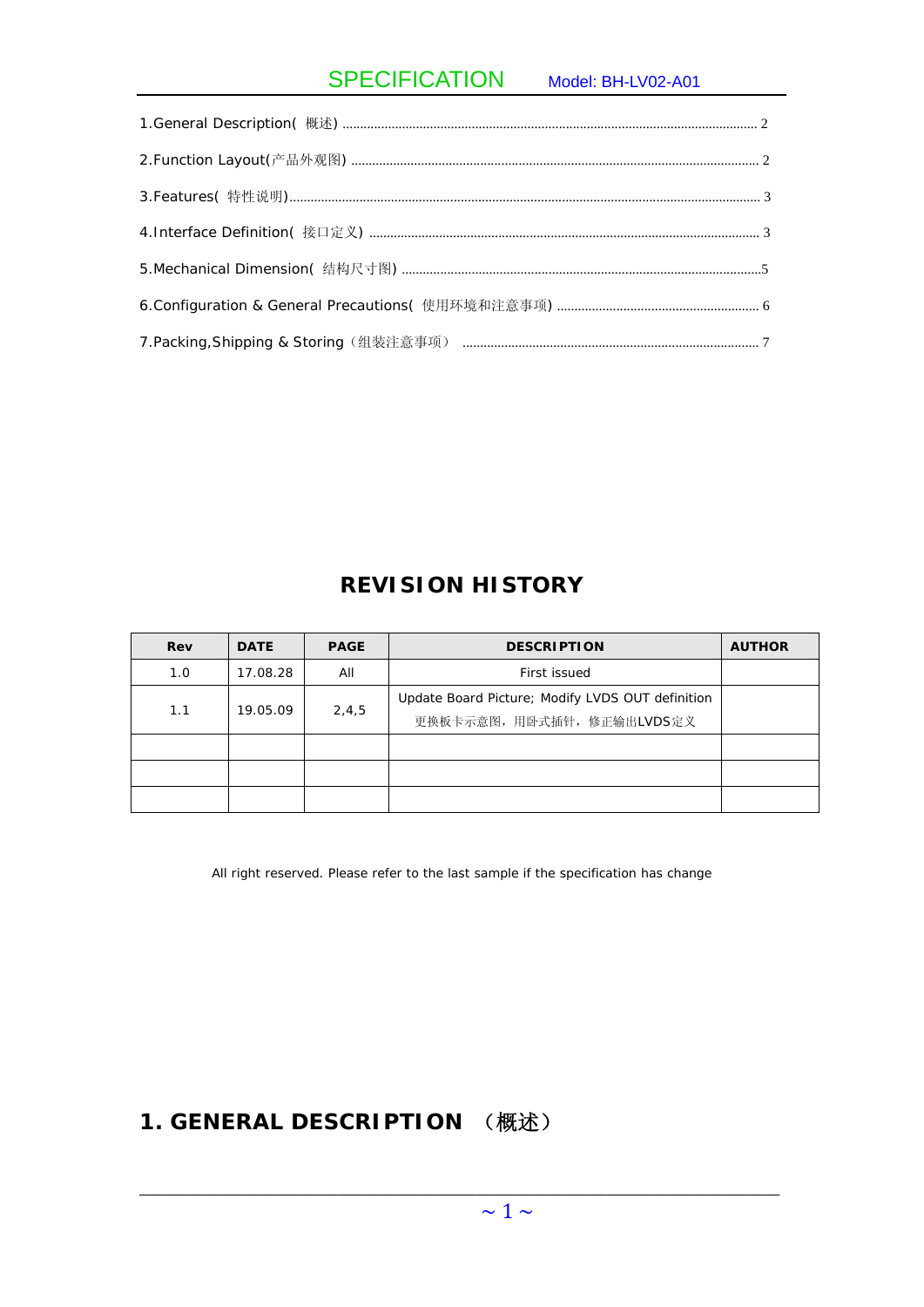1.General Description( 概述) ........................................................................................................................ 2

2.Function Layout(产品外观图) ..................................................................................................................... 2

3.Features( 特性说明)........................................................................................................................................ 3

4.Interface Definition( 接口定义) ................................................................................................................. 3

5.Mechanical Dimension( 结构尺寸图) .......................................................................................................5

6.Configuration & General Precautions( 使用环境和注意事项) .......................................................... 6

7.Packing,Shipping & Storing（组装注意事项） ..................................................................................... 7

## REVISION HISTORY

| Rev | DATE | PAGE | DESCRIPTION | AUTHOR |
|---|---|---|---|---|
| 1.0 | 17.08.28 | All | First issued | |
| 1.1 | 19.05.09 | 2,4,5 | Update Board Picture; Modify LVDS OUT definition<br>更换板卡示意图，用卧式插针，修正输出LVDS定义 | |
| | | | | |
| | | | | |
| | | | | |

All right reserved. Please refer to the last sample if the specification has change

## 1. GENERAL DESCRIPTION （概述）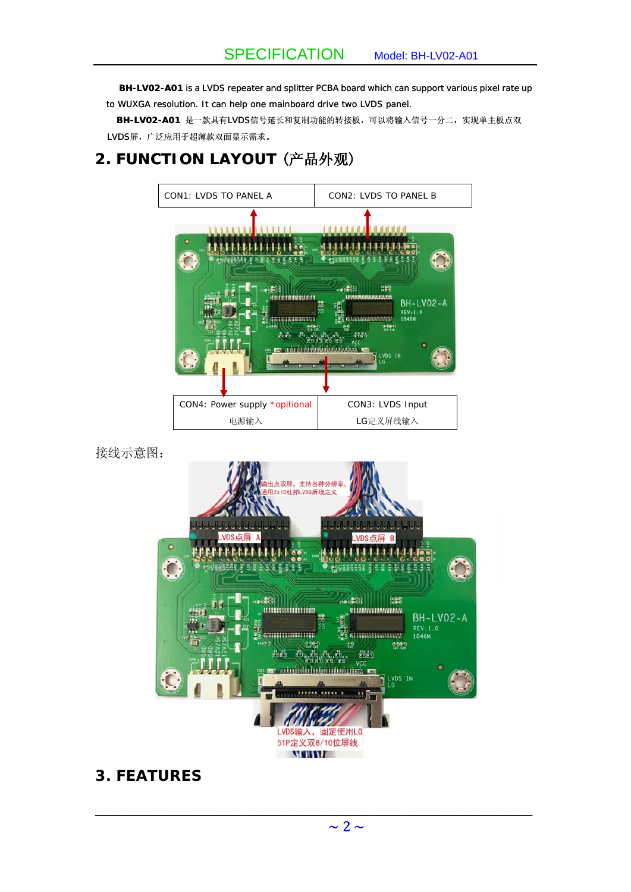**BH-LV02-A01** is a LVDS repeater and splitter PCBA board which can support various pixel rate up to WUXGA resolution. It can help one mainboard drive two LVDS panel.

**BH-LV02-A01** 是一款具有LVDS信号延长和复制功能的转接板，可以将输入信号一分二，实现单主板点双LVDS屏，广泛应用于超薄款双面显示需求。

## 2. FUNCTION LAYOUT（产品外观）

| CON1: LVDS TO PANEL A | CON2: LVDS TO PANEL B |
|---|---|

| CON4: Power supply *opitional<br>电源输入 | CON3: LVDS Input<br>LG定义屏线输入 |
|---|---|

接线示意图：

## 3. FEATURES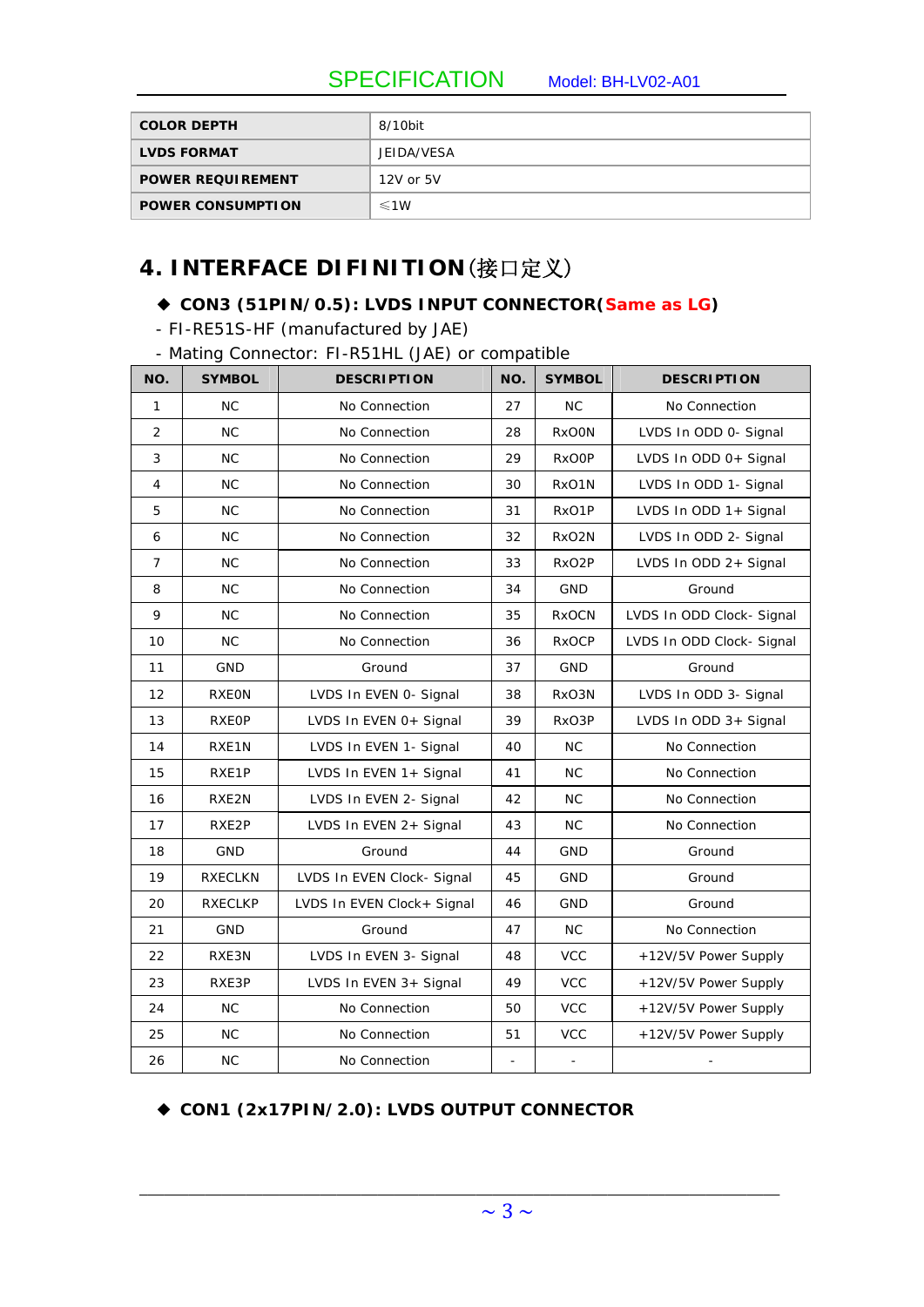| COLOR DEPTH | 8/10bit |
| --- | --- |
| LVDS FORMAT | JEIDA/VESA |
| POWER REQUIREMENT | 12V or 5V |
| POWER CONSUMPTION | ≤1W |

## 4. INTERFACE DIFINITION(接口定义)

◆ **CON3 (51PIN/0.5): LVDS INPUT CONNECTOR(Same as LG)**

- FI-RE51S-HF (manufactured by JAE)
- Mating Connector: FI-R51HL (JAE) or compatible

| NO. | SYMBOL | DESCRIPTION | NO. | SYMBOL | DESCRIPTION |
| --- | --- | --- | --- | --- | --- |
| 1 | NC | No Connection | 27 | NC | No Connection |
| 2 | NC | No Connection | 28 | RxO0N | LVDS In ODD 0- Signal |
| 3 | NC | No Connection | 29 | RxO0P | LVDS In ODD 0+ Signal |
| 4 | NC | No Connection | 30 | RxO1N | LVDS In ODD 1- Signal |
| 5 | NC | No Connection | 31 | RxO1P | LVDS In ODD 1+ Signal |
| 6 | NC | No Connection | 32 | RxO2N | LVDS In ODD 2- Signal |
| 7 | NC | No Connection | 33 | RxO2P | LVDS In ODD 2+ Signal |
| 8 | NC | No Connection | 34 | GND | Ground |
| 9 | NC | No Connection | 35 | RxOCN | LVDS In ODD Clock- Signal |
| 10 | NC | No Connection | 36 | RxOCP | LVDS In ODD Clock- Signal |
| 11 | GND | Ground | 37 | GND | Ground |
| 12 | RXE0N | LVDS In EVEN 0- Signal | 38 | RxO3N | LVDS In ODD 3- Signal |
| 13 | RXE0P | LVDS In EVEN 0+ Signal | 39 | RxO3P | LVDS In ODD 3+ Signal |
| 14 | RXE1N | LVDS In EVEN 1- Signal | 40 | NC | No Connection |
| 15 | RXE1P | LVDS In EVEN 1+ Signal | 41 | NC | No Connection |
| 16 | RXE2N | LVDS In EVEN 2- Signal | 42 | NC | No Connection |
| 17 | RXE2P | LVDS In EVEN 2+ Signal | 43 | NC | No Connection |
| 18 | GND | Ground | 44 | GND | Ground |
| 19 | RXECLKN | LVDS In EVEN Clock- Signal | 45 | GND | Ground |
| 20 | RXECLKP | LVDS In EVEN Clock+ Signal | 46 | GND | Ground |
| 21 | GND | Ground | 47 | NC | No Connection |
| 22 | RXE3N | LVDS In EVEN 3- Signal | 48 | VCC | +12V/5V Power Supply |
| 23 | RXE3P | LVDS In EVEN 3+ Signal | 49 | VCC | +12V/5V Power Supply |
| 24 | NC | No Connection | 50 | VCC | +12V/5V Power Supply |
| 25 | NC | No Connection | 51 | VCC | +12V/5V Power Supply |
| 26 | NC | No Connection | - | - | - |

◆ **CON1 (2x17PIN/2.0): LVDS OUTPUT CONNECTOR**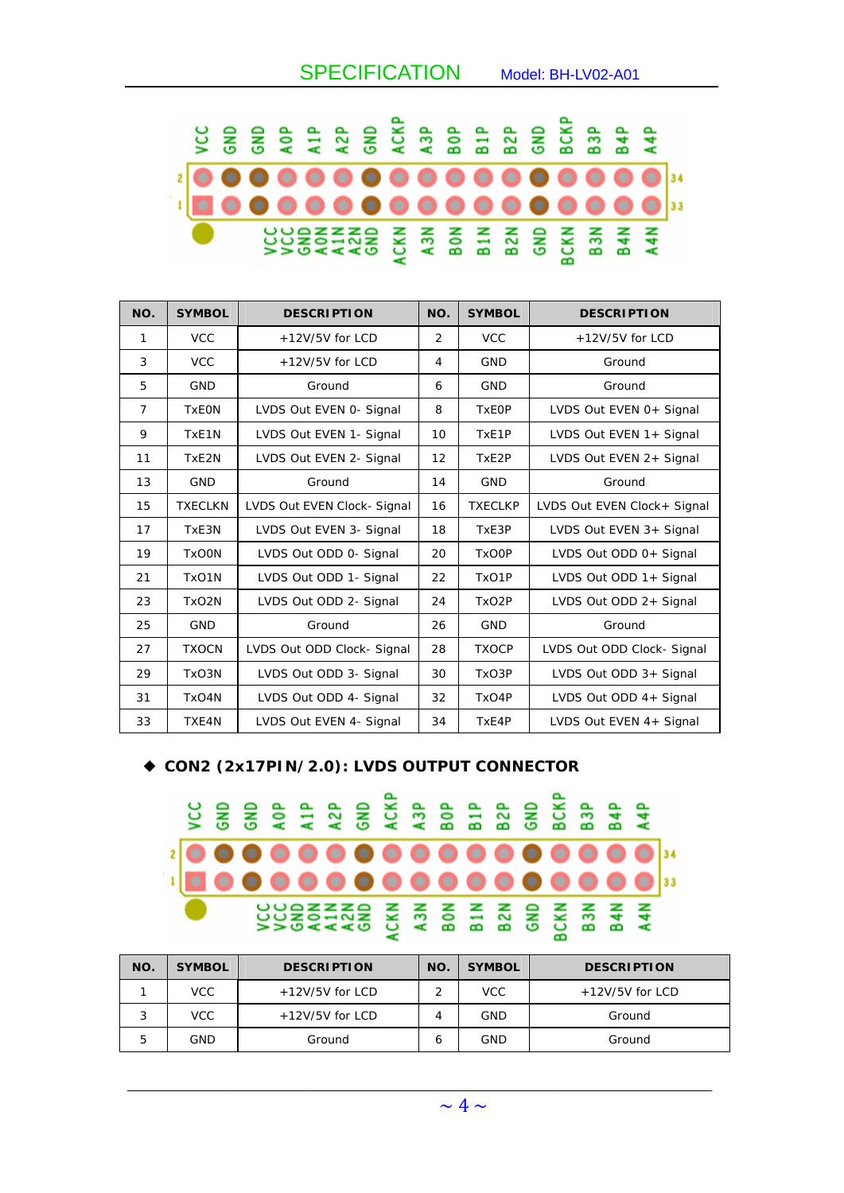| NO. | SYMBOL | DESCRIPTION | NO. | SYMBOL | DESCRIPTION |
|---|---|---|---|---|---|
| 1 | VCC | +12V/5V for LCD | 2 | VCC | +12V/5V for LCD |
| 3 | VCC | +12V/5V for LCD | 4 | GND | Ground |
| 5 | GND | Ground | 6 | GND | Ground |
| 7 | TxE0N | LVDS Out EVEN 0- Signal | 8 | TxE0P | LVDS Out EVEN 0+ Signal |
| 9 | TxE1N | LVDS Out EVEN 1- Signal | 10 | TxE1P | LVDS Out EVEN 1+ Signal |
| 11 | TxE2N | LVDS Out EVEN 2- Signal | 12 | TxE2P | LVDS Out EVEN 2+ Signal |
| 13 | GND | Ground | 14 | GND | Ground |
| 15 | TXECLKN | LVDS Out EVEN Clock- Signal | 16 | TXECLKP | LVDS Out EVEN Clock+ Signal |
| 17 | TxE3N | LVDS Out EVEN 3- Signal | 18 | TxE3P | LVDS Out EVEN 3+ Signal |
| 19 | TxO0N | LVDS Out ODD 0- Signal | 20 | TxO0P | LVDS Out ODD 0+ Signal |
| 21 | TxO1N | LVDS Out ODD 1- Signal | 22 | TxO1P | LVDS Out ODD 1+ Signal |
| 23 | TxO2N | LVDS Out ODD 2- Signal | 24 | TxO2P | LVDS Out ODD 2+ Signal |
| 25 | GND | Ground | 26 | GND | Ground |
| 27 | TXOCN | LVDS Out ODD Clock- Signal | 28 | TXOCP | LVDS Out ODD Clock- Signal |
| 29 | TxO3N | LVDS Out ODD 3- Signal | 30 | TxO3P | LVDS Out ODD 3+ Signal |
| 31 | TxO4N | LVDS Out ODD 4- Signal | 32 | TxO4P | LVDS Out ODD 4+ Signal |
| 33 | TXE4N | LVDS Out EVEN 4- Signal | 34 | TxE4P | LVDS Out EVEN 4+ Signal |

◆ **CON2 (2x17PIN/2.0): LVDS OUTPUT CONNECTOR**

| NO. | SYMBOL | DESCRIPTION | NO. | SYMBOL | DESCRIPTION |
|---|---|---|---|---|---|
| 1 | VCC | +12V/5V for LCD | 2 | VCC | +12V/5V for LCD |
| 3 | VCC | +12V/5V for LCD | 4 | GND | Ground |
| 5 | GND | Ground | 6 | GND | Ground |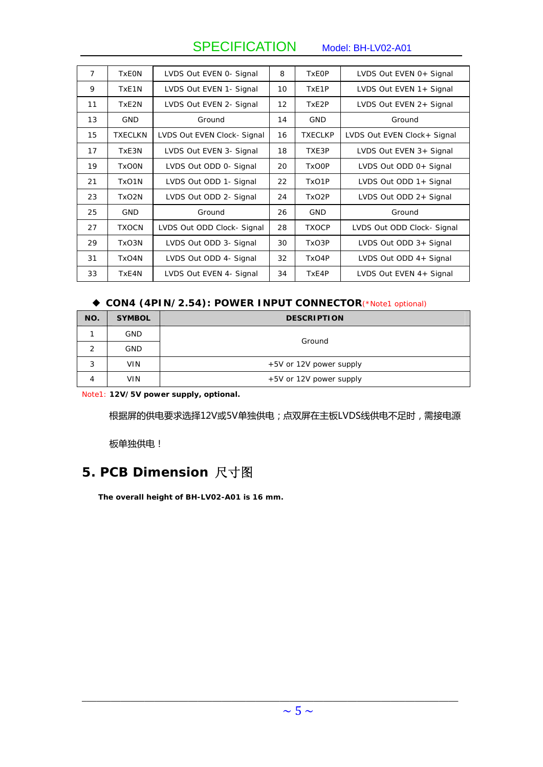| 7 | TxE0N | LVDS Out EVEN 0- Signal | 8 | TxE0P | LVDS Out EVEN 0+ Signal |
|---|---|---|---|---|---|
| 9 | TxE1N | LVDS Out EVEN 1- Signal | 10 | TxE1P | LVDS Out EVEN 1+ Signal |
| 11 | TxE2N | LVDS Out EVEN 2- Signal | 12 | TxE2P | LVDS Out EVEN 2+ Signal |
| 13 | GND | Ground | 14 | GND | Ground |
| 15 | TXECLKN | LVDS Out EVEN Clock- Signal | 16 | TXECLKP | LVDS Out EVEN Clock+ Signal |
| 17 | TxE3N | LVDS Out EVEN 3- Signal | 18 | TXE3P | LVDS Out EVEN 3+ Signal |
| 19 | TxO0N | LVDS Out ODD 0- Signal | 20 | TxO0P | LVDS Out ODD 0+ Signal |
| 21 | TxO1N | LVDS Out ODD 1- Signal | 22 | TxO1P | LVDS Out ODD 1+ Signal |
| 23 | TxO2N | LVDS Out ODD 2- Signal | 24 | TxO2P | LVDS Out ODD 2+ Signal |
| 25 | GND | Ground | 26 | GND | Ground |
| 27 | TXOCN | LVDS Out ODD Clock- Signal | 28 | TXOCP | LVDS Out ODD Clock- Signal |
| 29 | TxO3N | LVDS Out ODD 3- Signal | 30 | TxO3P | LVDS Out ODD 3+ Signal |
| 31 | TxO4N | LVDS Out ODD 4- Signal | 32 | TxO4P | LVDS Out ODD 4+ Signal |
| 33 | TxE4N | LVDS Out EVEN 4- Signal | 34 | TxE4P | LVDS Out EVEN 4+ Signal |

◆ **CON4 (4PIN/2.54): POWER INPUT CONNECTOR**(*Note1 optional)

| NO. | SYMBOL | DESCRIPTION |
|---|---|---|
| 1 | GND | Ground |
| 2 | GND | |
| 3 | VIN | +5V or 12V power supply |
| 4 | VIN | +5V or 12V power supply |

Note1: **12V/5V power supply, optional.**

根据屏的供电要求选择12V或5V单独供电；点双屏在主板LVDS线供电不足时，需接电源板单独供电！

# 5. PCB Dimension 尺寸图

**The overall height of BH-LV02-A01 is 16 mm.**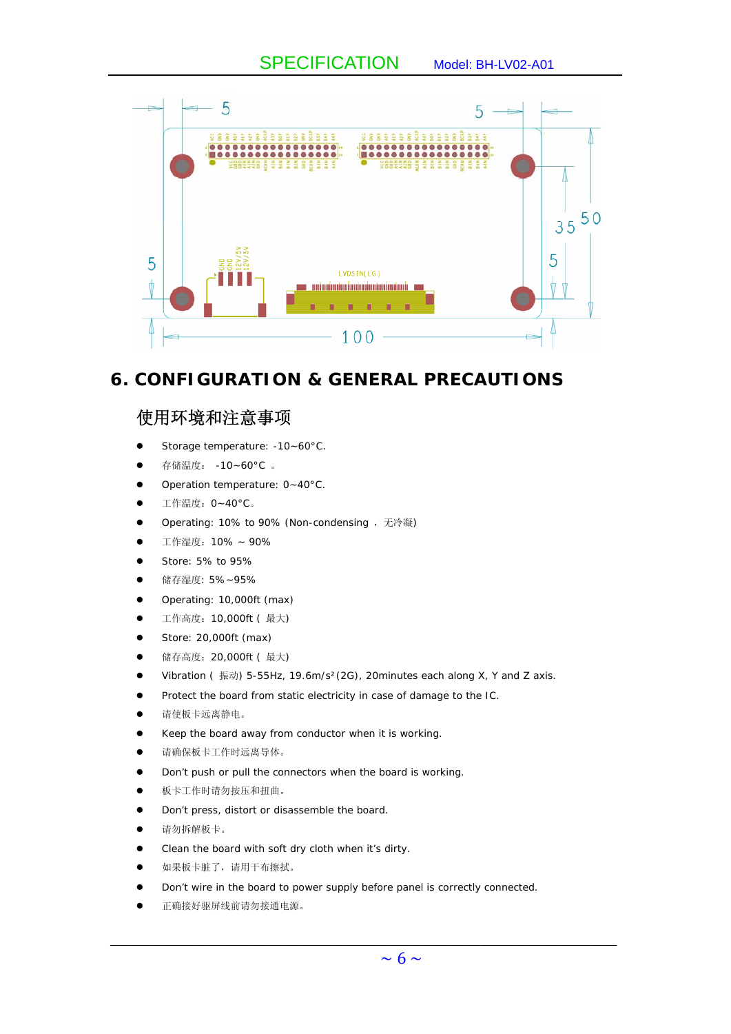# 6. CONFIGURATION & GENERAL PRECAUTIONS

## 使用环境和注意事项

- Storage temperature: -10~60°C.
- 存储温度： -10~60°C 。
- Operation temperature: 0~40°C.
- 工作温度：0~40°C。
- Operating: 10% to 90% (Non-condensing ，无冷凝)
- 工作湿度：10% ~ 90%
- Store: 5% to 95%
- 储存湿度: 5%~95%
- Operating: 10,000ft (max)
- 工作高度：10,000ft ( 最大)
- Store: 20,000ft (max)
- 储存高度：20,000ft ( 最大)
- Vibration ( 振动) 5-55Hz, 19.6m/s²(2G), 20minutes each along X, Y and Z axis.
- Protect the board from static electricity in case of damage to the IC.
- 请使板卡远离静电。
- Keep the board away from conductor when it is working.
- 请确保板卡工作时远离导体。
- Don't push or pull the connectors when the board is working.
- 板卡工作时请勿按压和扭曲。
- Don't press, distort or disassemble the board.
- 请勿拆解板卡。
- Clean the board with soft dry cloth when it's dirty.
- 如果板卡脏了，请用干布擦拭。
- Don't wire in the board to power supply before panel is correctly connected.
- 正确接好驱屏线前请勿接通电源。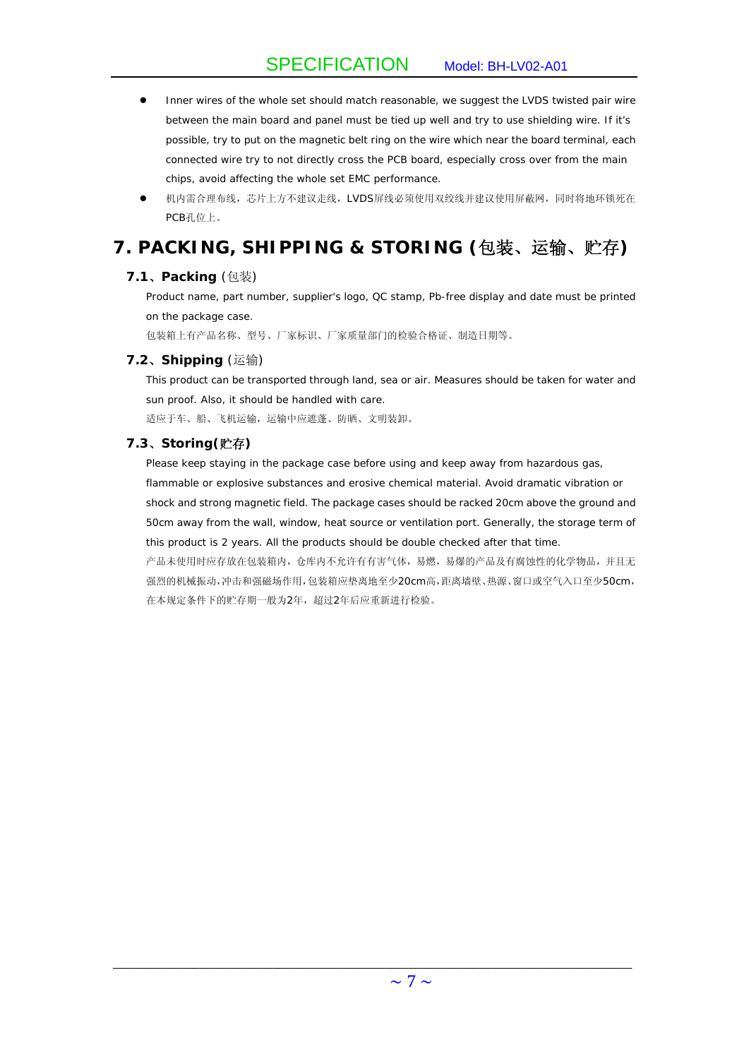- Inner wires of the whole set should match reasonable, we suggest the LVDS twisted pair wire between the main board and panel must be tied up well and try to use shielding wire. If it's possible, try to put on the magnetic belt ring on the wire which near the board terminal, each connected wire try to not directly cross the PCB board, especially cross over from the main chips, avoid affecting the whole set EMC performance.
- 机内需合理布线，芯片上方不建议走线，LVDS屏线必须使用双绞线并建议使用屏蔽网，同时将地环锁死在PCB孔位上。

# 7. PACKING, SHIPPING & STORING (包装、运输、贮存)

## 7.1、Packing (包装)

Product name, part number, supplier's logo, QC stamp, Pb-free display and date must be printed on the package case.

包装箱上有产品名称、型号、厂家标识、厂家质量部门的检验合格证、制造日期等。

## 7.2、Shipping (运输)

This product can be transported through land, sea or air. Measures should be taken for water and sun proof. Also, it should be handled with care.

适应于车、船、飞机运输，运输中应遮蓬、防晒、文明装卸。

## 7.3、Storing(贮存)

Please keep staying in the package case before using and keep away from hazardous gas, flammable or explosive substances and erosive chemical material. Avoid dramatic vibration or shock and strong magnetic field. The package cases should be racked 20cm above the ground and 50cm away from the wall, window, heat source or ventilation port. Generally, the storage term of this product is 2 years. All the products should be double checked after that time.

产品未使用时应存放在包装箱内，仓库内不允许有有害气体，易燃，易爆的产品及有腐蚀性的化学物品，并且无强烈的机械振动，冲击和强磁场作用，包装箱应垫离地至少20cm高，距离墙壁、热源、窗口或空气入口至少50cm，在本规定条件下的贮存期一般为2年，超过2年后应重新进行检验。